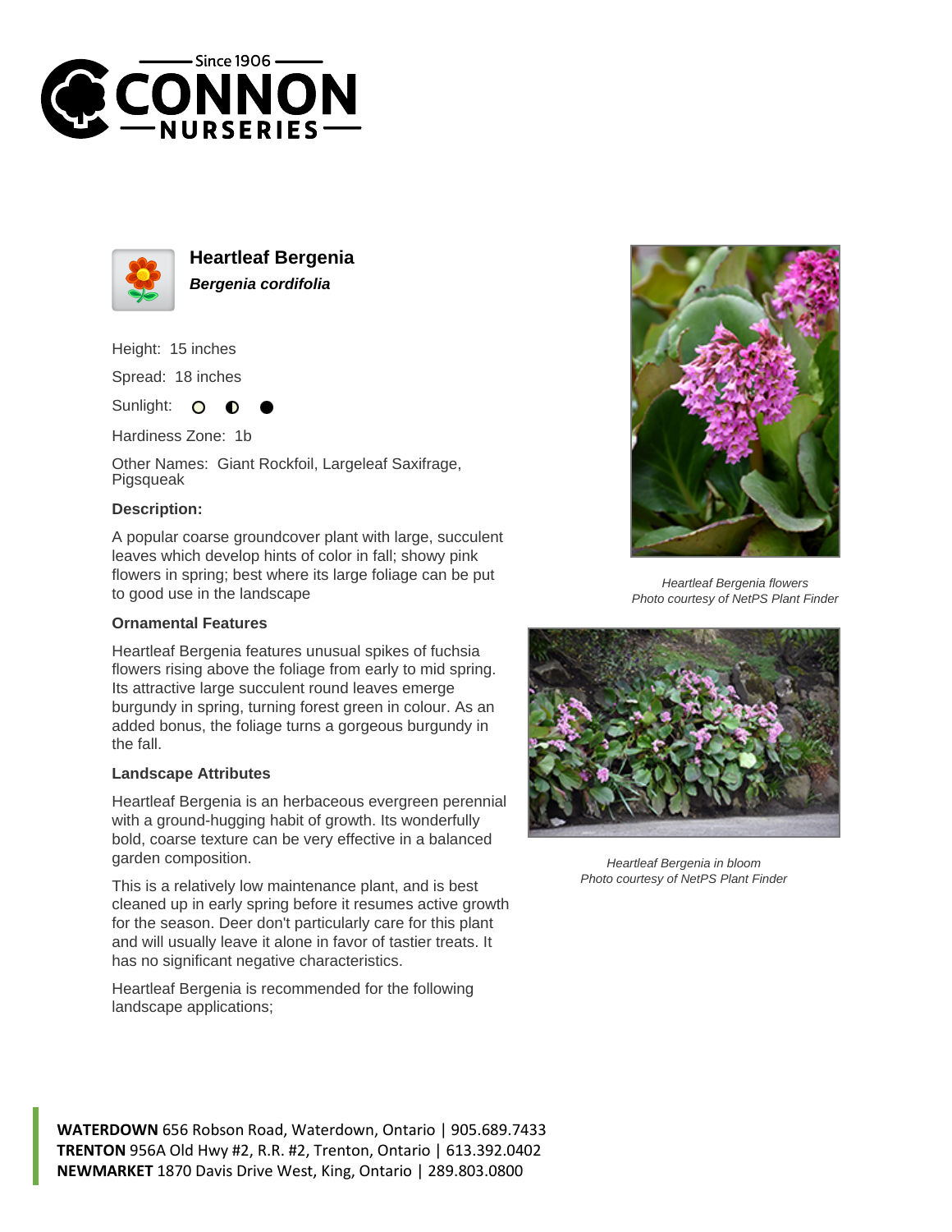# Heartleaf Bergenia

***Bergenia cordifolia***

Height: 15 inches

Spread: 18 inches

Sunlight: ○ ◐ ●

Hardiness Zone: 1b

Other Names: Giant Rockfoil, Largeleaf Saxifrage, Pigsqueak

### Description:

A popular coarse groundcover plant with large, succulent leaves which develop hints of color in fall; showy pink flowers in spring; best where its large foliage can be put to good use in the landscape

### Ornamental Features

Heartleaf Bergenia features unusual spikes of fuchsia flowers rising above the foliage from early to mid spring. Its attractive large succulent round leaves emerge burgundy in spring, turning forest green in colour. As an added bonus, the foliage turns a gorgeous burgundy in the fall.

### Landscape Attributes

Heartleaf Bergenia is an herbaceous evergreen perennial with a ground-hugging habit of growth. Its wonderfully bold, coarse texture can be very effective in a balanced garden composition.

This is a relatively low maintenance plant, and is best cleaned up in early spring before it resumes active growth for the season. Deer don't particularly care for this plant and will usually leave it alone in favor of tastier treats. It has no significant negative characteristics.

Heartleaf Bergenia is recommended for the following landscape applications;

*Heartleaf Bergenia flowers*
*Photo courtesy of NetPS Plant Finder*

*Heartleaf Bergenia in bloom*
*Photo courtesy of NetPS Plant Finder*

**WATERDOWN** 656 Robson Road, Waterdown, Ontario | 905.689.7433
**TRENTON** 956A Old Hwy #2, R.R. #2, Trenton, Ontario | 613.392.0402
**NEWMARKET** 1870 Davis Drive West, King, Ontario | 289.803.0800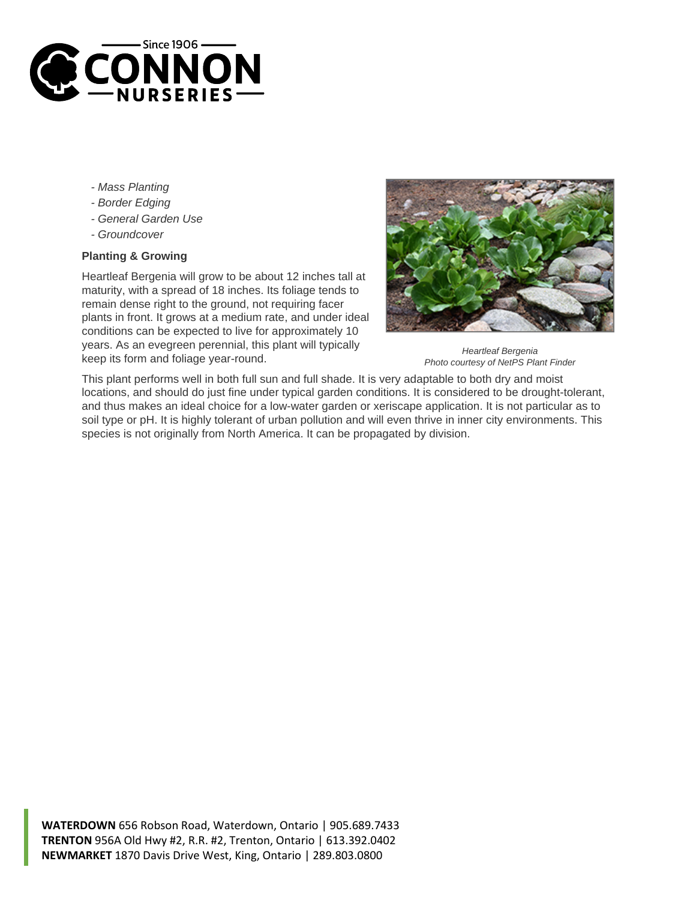- *Mass Planting*
- *Border Edging*
- *General Garden Use*
- *Groundcover*

**Planting & Growing**

Heartleaf Bergenia will grow to be about 12 inches tall at maturity, with a spread of 18 inches. Its foliage tends to remain dense right to the ground, not requiring facer plants in front. It grows at a medium rate, and under ideal conditions can be expected to live for approximately 10 years. As an evegreen perennial, this plant will typically keep its form and foliage year-round.

*Heartleaf Bergenia*
*Photo courtesy of NetPS Plant Finder*

This plant performs well in both full sun and full shade. It is very adaptable to both dry and moist locations, and should do just fine under typical garden conditions. It is considered to be drought-tolerant, and thus makes an ideal choice for a low-water garden or xeriscape application. It is not particular as to soil type or pH. It is highly tolerant of urban pollution and will even thrive in inner city environments. This species is not originally from North America. It can be propagated by division.